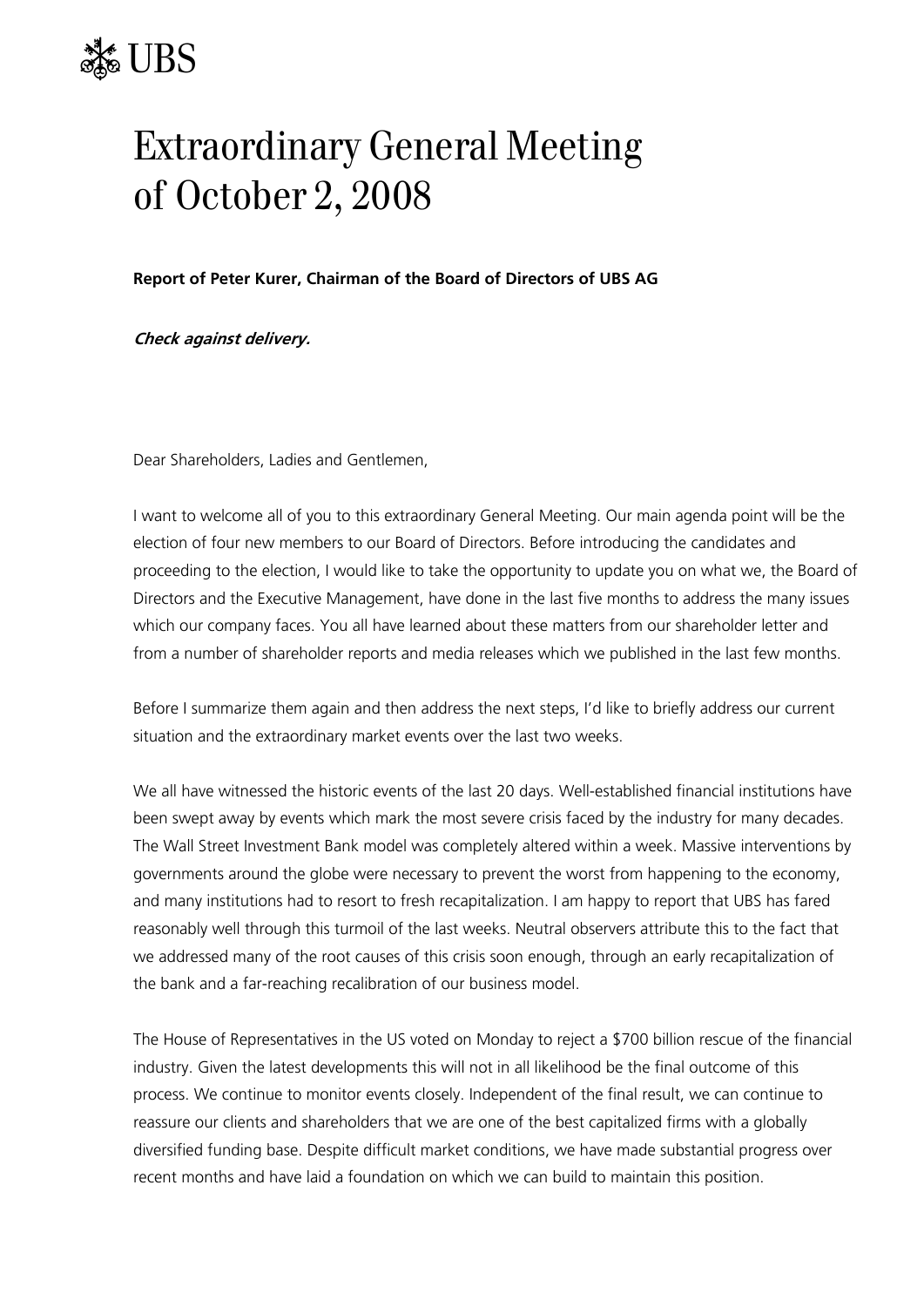UBS

# Extraordinary General Meeting of October 2, 2008

**Report of Peter Kurer, Chairman of the Board of Directors of UBS AG**

***Check against delivery.***

Dear Shareholders, Ladies and Gentlemen,

I want to welcome all of you to this extraordinary General Meeting. Our main agenda point will be the election of four new members to our Board of Directors. Before introducing the candidates and proceeding to the election, I would like to take the opportunity to update you on what we, the Board of Directors and the Executive Management, have done in the last five months to address the many issues which our company faces. You all have learned about these matters from our shareholder letter and from a number of shareholder reports and media releases which we published in the last few months.

Before I summarize them again and then address the next steps, I'd like to briefly address our current situation and the extraordinary market events over the last two weeks.

We all have witnessed the historic events of the last 20 days. Well-established financial institutions have been swept away by events which mark the most severe crisis faced by the industry for many decades. The Wall Street Investment Bank model was completely altered within a week. Massive interventions by governments around the globe were necessary to prevent the worst from happening to the economy, and many institutions had to resort to fresh recapitalization. I am happy to report that UBS has fared reasonably well through this turmoil of the last weeks. Neutral observers attribute this to the fact that we addressed many of the root causes of this crisis soon enough, through an early recapitalization of the bank and a far-reaching recalibration of our business model.

The House of Representatives in the US voted on Monday to reject a $700 billion rescue of the financial industry. Given the latest developments this will not in all likelihood be the final outcome of this process. We continue to monitor events closely. Independent of the final result, we can continue to reassure our clients and shareholders that we are one of the best capitalized firms with a globally diversified funding base. Despite difficult market conditions, we have made substantial progress over recent months and have laid a foundation on which we can build to maintain this position.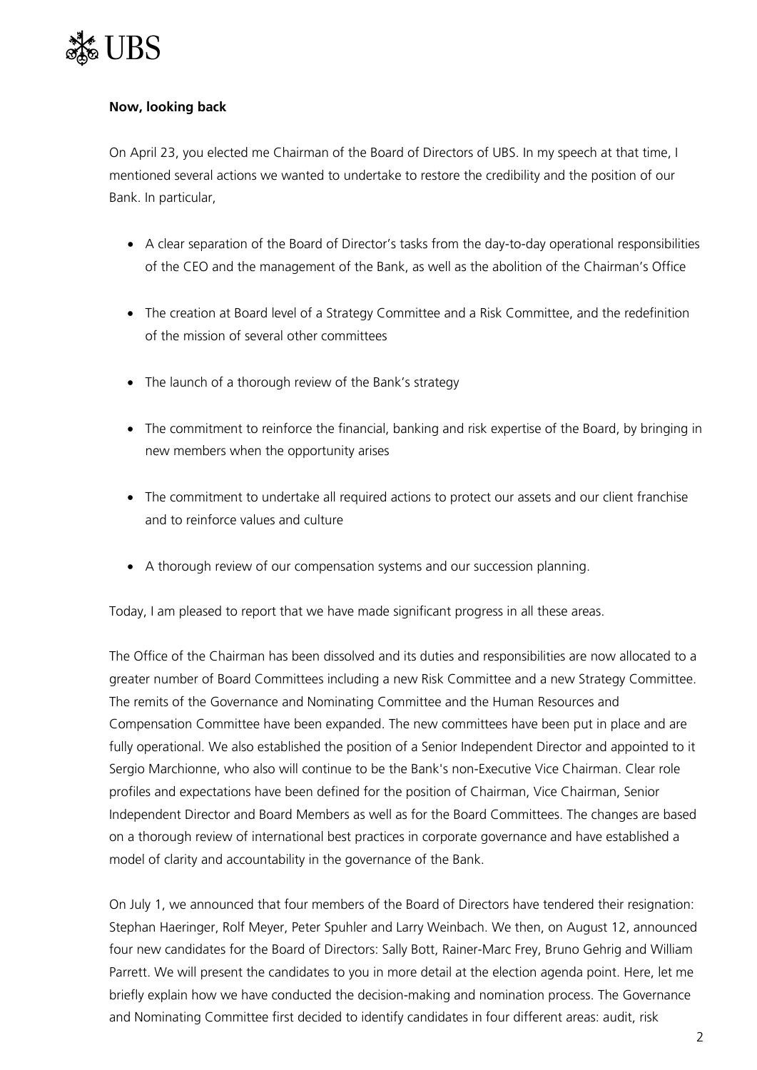**Now, looking back**

On April 23, you elected me Chairman of the Board of Directors of UBS. In my speech at that time, I mentioned several actions we wanted to undertake to restore the credibility and the position of our Bank. In particular,

- A clear separation of the Board of Director's tasks from the day-to-day operational responsibilities of the CEO and the management of the Bank, as well as the abolition of the Chairman's Office
- The creation at Board level of a Strategy Committee and a Risk Committee, and the redefinition of the mission of several other committees
- The launch of a thorough review of the Bank's strategy
- The commitment to reinforce the financial, banking and risk expertise of the Board, by bringing in new members when the opportunity arises
- The commitment to undertake all required actions to protect our assets and our client franchise and to reinforce values and culture
- A thorough review of our compensation systems and our succession planning.

Today, I am pleased to report that we have made significant progress in all these areas.

The Office of the Chairman has been dissolved and its duties and responsibilities are now allocated to a greater number of Board Committees including a new Risk Committee and a new Strategy Committee. The remits of the Governance and Nominating Committee and the Human Resources and Compensation Committee have been expanded. The new committees have been put in place and are fully operational. We also established the position of a Senior Independent Director and appointed to it Sergio Marchionne, who also will continue to be the Bank's non-Executive Vice Chairman. Clear role profiles and expectations have been defined for the position of Chairman, Vice Chairman, Senior Independent Director and Board Members as well as for the Board Committees. The changes are based on a thorough review of international best practices in corporate governance and have established a model of clarity and accountability in the governance of the Bank.

On July 1, we announced that four members of the Board of Directors have tendered their resignation: Stephan Haeringer, Rolf Meyer, Peter Spuhler and Larry Weinbach. We then, on August 12, announced four new candidates for the Board of Directors: Sally Bott, Rainer-Marc Frey, Bruno Gehrig and William Parrett. We will present the candidates to you in more detail at the election agenda point. Here, let me briefly explain how we have conducted the decision-making and nomination process. The Governance and Nominating Committee first decided to identify candidates in four different areas: audit, risk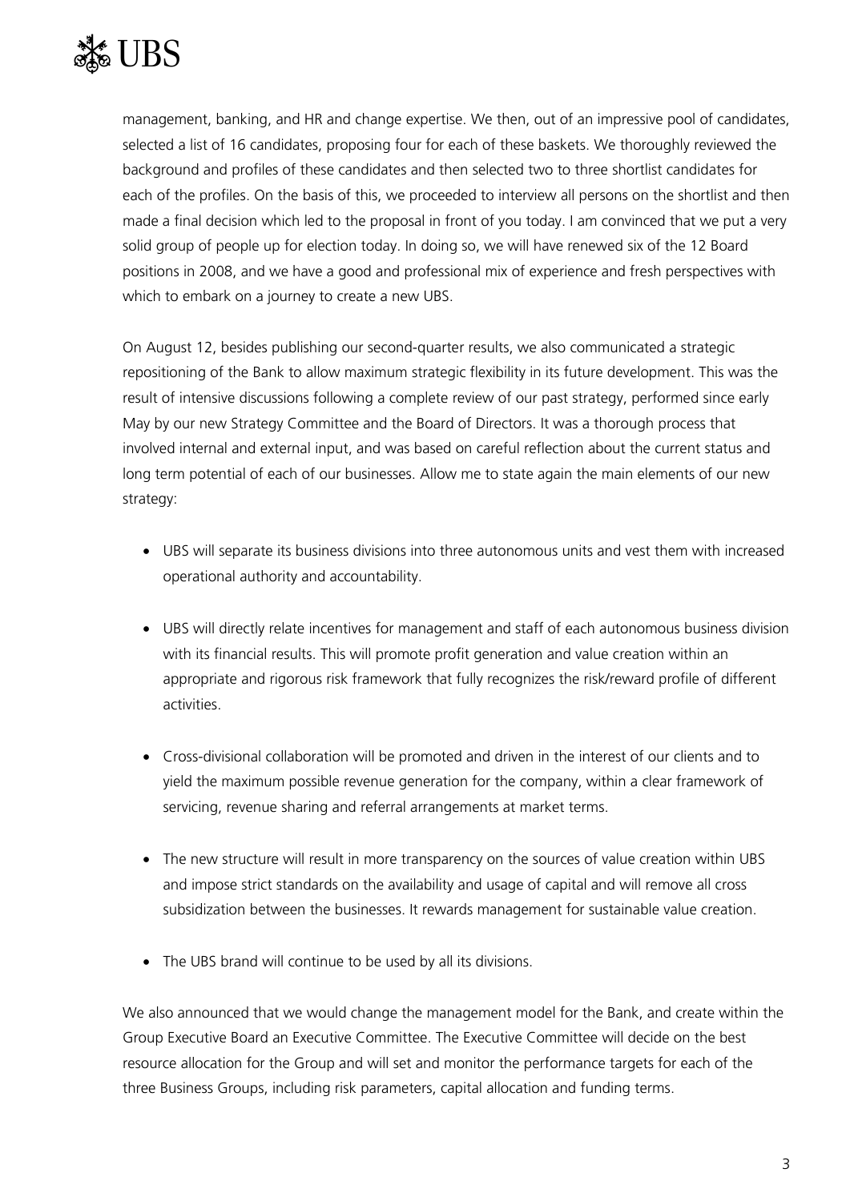management, banking, and HR and change expertise. We then, out of an impressive pool of candidates, selected a list of 16 candidates, proposing four for each of these baskets. We thoroughly reviewed the background and profiles of these candidates and then selected two to three shortlist candidates for each of the profiles. On the basis of this, we proceeded to interview all persons on the shortlist and then made a final decision which led to the proposal in front of you today. I am convinced that we put a very solid group of people up for election today. In doing so, we will have renewed six of the 12 Board positions in 2008, and we have a good and professional mix of experience and fresh perspectives with which to embark on a journey to create a new UBS.

On August 12, besides publishing our second-quarter results, we also communicated a strategic repositioning of the Bank to allow maximum strategic flexibility in its future development. This was the result of intensive discussions following a complete review of our past strategy, performed since early May by our new Strategy Committee and the Board of Directors. It was a thorough process that involved internal and external input, and was based on careful reflection about the current status and long term potential of each of our businesses. Allow me to state again the main elements of our new strategy:

- UBS will separate its business divisions into three autonomous units and vest them with increased operational authority and accountability.

- UBS will directly relate incentives for management and staff of each autonomous business division with its financial results. This will promote profit generation and value creation within an appropriate and rigorous risk framework that fully recognizes the risk/reward profile of different activities.

- Cross-divisional collaboration will be promoted and driven in the interest of our clients and to yield the maximum possible revenue generation for the company, within a clear framework of servicing, revenue sharing and referral arrangements at market terms.

- The new structure will result in more transparency on the sources of value creation within UBS and impose strict standards on the availability and usage of capital and will remove all cross subsidization between the businesses. It rewards management for sustainable value creation.

- The UBS brand will continue to be used by all its divisions.

We also announced that we would change the management model for the Bank, and create within the Group Executive Board an Executive Committee. The Executive Committee will decide on the best resource allocation for the Group and will set and monitor the performance targets for each of the three Business Groups, including risk parameters, capital allocation and funding terms.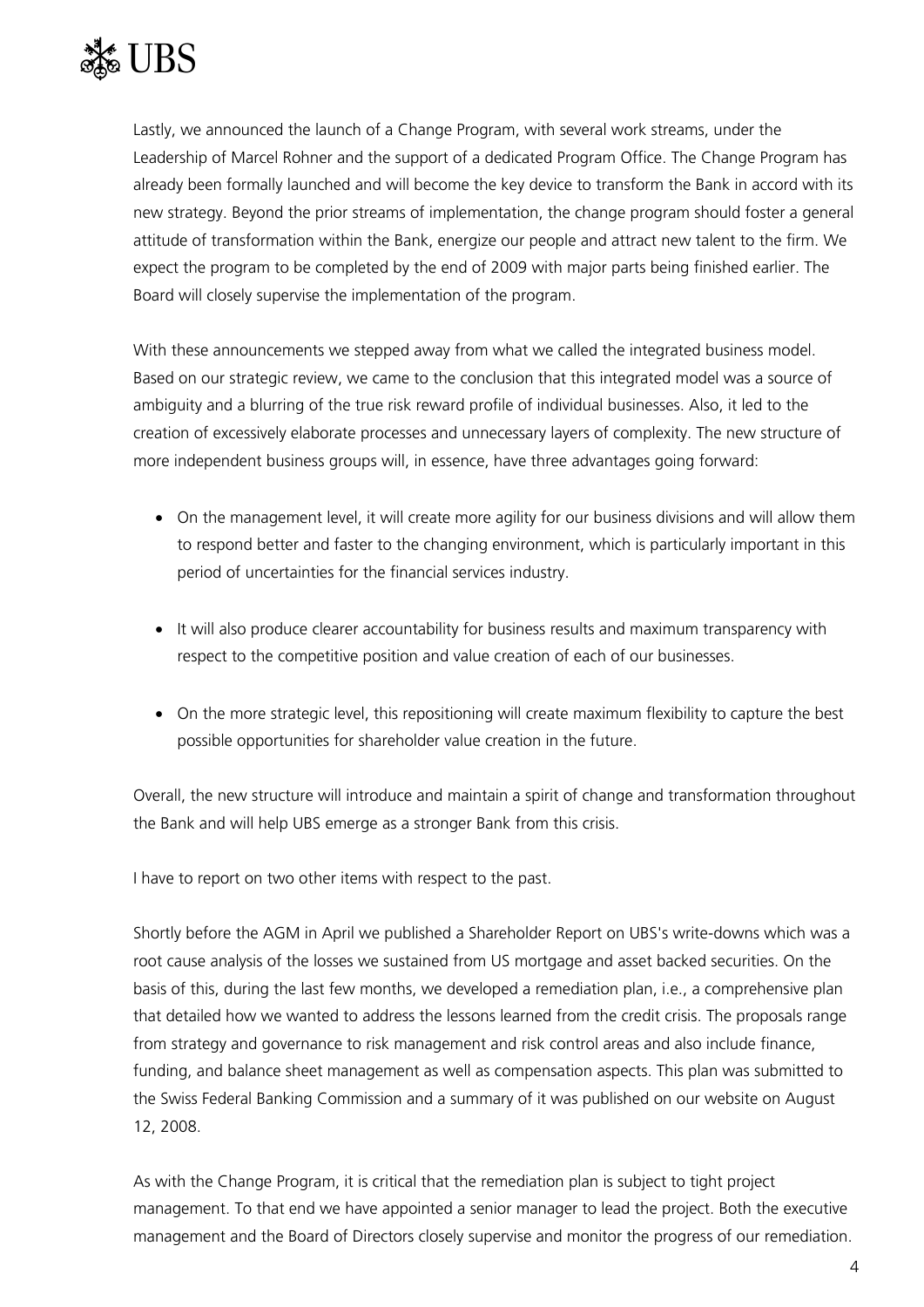Lastly, we announced the launch of a Change Program, with several work streams, under the Leadership of Marcel Rohner and the support of a dedicated Program Office. The Change Program has already been formally launched and will become the key device to transform the Bank in accord with its new strategy. Beyond the prior streams of implementation, the change program should foster a general attitude of transformation within the Bank, energize our people and attract new talent to the firm. We expect the program to be completed by the end of 2009 with major parts being finished earlier. The Board will closely supervise the implementation of the program.

With these announcements we stepped away from what we called the integrated business model. Based on our strategic review, we came to the conclusion that this integrated model was a source of ambiguity and a blurring of the true risk reward profile of individual businesses. Also, it led to the creation of excessively elaborate processes and unnecessary layers of complexity. The new structure of more independent business groups will, in essence, have three advantages going forward:

- On the management level, it will create more agility for our business divisions and will allow them to respond better and faster to the changing environment, which is particularly important in this period of uncertainties for the financial services industry.
- It will also produce clearer accountability for business results and maximum transparency with respect to the competitive position and value creation of each of our businesses.
- On the more strategic level, this repositioning will create maximum flexibility to capture the best possible opportunities for shareholder value creation in the future.

Overall, the new structure will introduce and maintain a spirit of change and transformation throughout the Bank and will help UBS emerge as a stronger Bank from this crisis.

I have to report on two other items with respect to the past.

Shortly before the AGM in April we published a Shareholder Report on UBS's write-downs which was a root cause analysis of the losses we sustained from US mortgage and asset backed securities. On the basis of this, during the last few months, we developed a remediation plan, i.e., a comprehensive plan that detailed how we wanted to address the lessons learned from the credit crisis. The proposals range from strategy and governance to risk management and risk control areas and also include finance, funding, and balance sheet management as well as compensation aspects. This plan was submitted to the Swiss Federal Banking Commission and a summary of it was published on our website on August 12, 2008.

As with the Change Program, it is critical that the remediation plan is subject to tight project management. To that end we have appointed a senior manager to lead the project. Both the executive management and the Board of Directors closely supervise and monitor the progress of our remediation.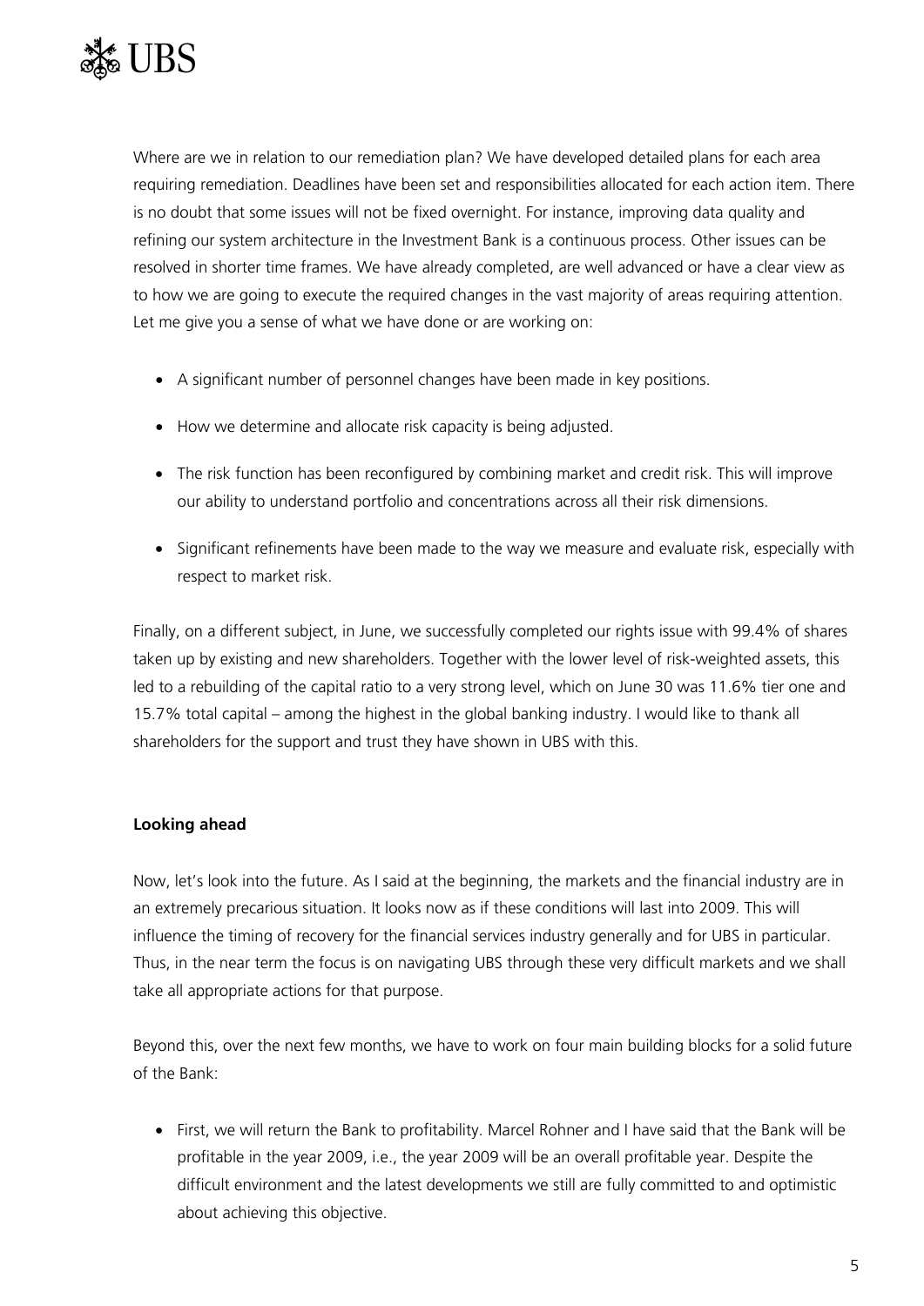Where are we in relation to our remediation plan? We have developed detailed plans for each area requiring remediation. Deadlines have been set and responsibilities allocated for each action item. There is no doubt that some issues will not be fixed overnight. For instance, improving data quality and refining our system architecture in the Investment Bank is a continuous process. Other issues can be resolved in shorter time frames. We have already completed, are well advanced or have a clear view as to how we are going to execute the required changes in the vast majority of areas requiring attention. Let me give you a sense of what we have done or are working on:

- A significant number of personnel changes have been made in key positions.
- How we determine and allocate risk capacity is being adjusted.
- The risk function has been reconfigured by combining market and credit risk. This will improve our ability to understand portfolio and concentrations across all their risk dimensions.
- Significant refinements have been made to the way we measure and evaluate risk, especially with respect to market risk.

Finally, on a different subject, in June, we successfully completed our rights issue with 99.4% of shares taken up by existing and new shareholders. Together with the lower level of risk-weighted assets, this led to a rebuilding of the capital ratio to a very strong level, which on June 30 was 11.6% tier one and 15.7% total capital – among the highest in the global banking industry. I would like to thank all shareholders for the support and trust they have shown in UBS with this.

**Looking ahead**

Now, let's look into the future. As I said at the beginning, the markets and the financial industry are in an extremely precarious situation. It looks now as if these conditions will last into 2009. This will influence the timing of recovery for the financial services industry generally and for UBS in particular. Thus, in the near term the focus is on navigating UBS through these very difficult markets and we shall take all appropriate actions for that purpose.

Beyond this, over the next few months, we have to work on four main building blocks for a solid future of the Bank:

- First, we will return the Bank to profitability. Marcel Rohner and I have said that the Bank will be profitable in the year 2009, i.e., the year 2009 will be an overall profitable year. Despite the difficult environment and the latest developments we still are fully committed to and optimistic about achieving this objective.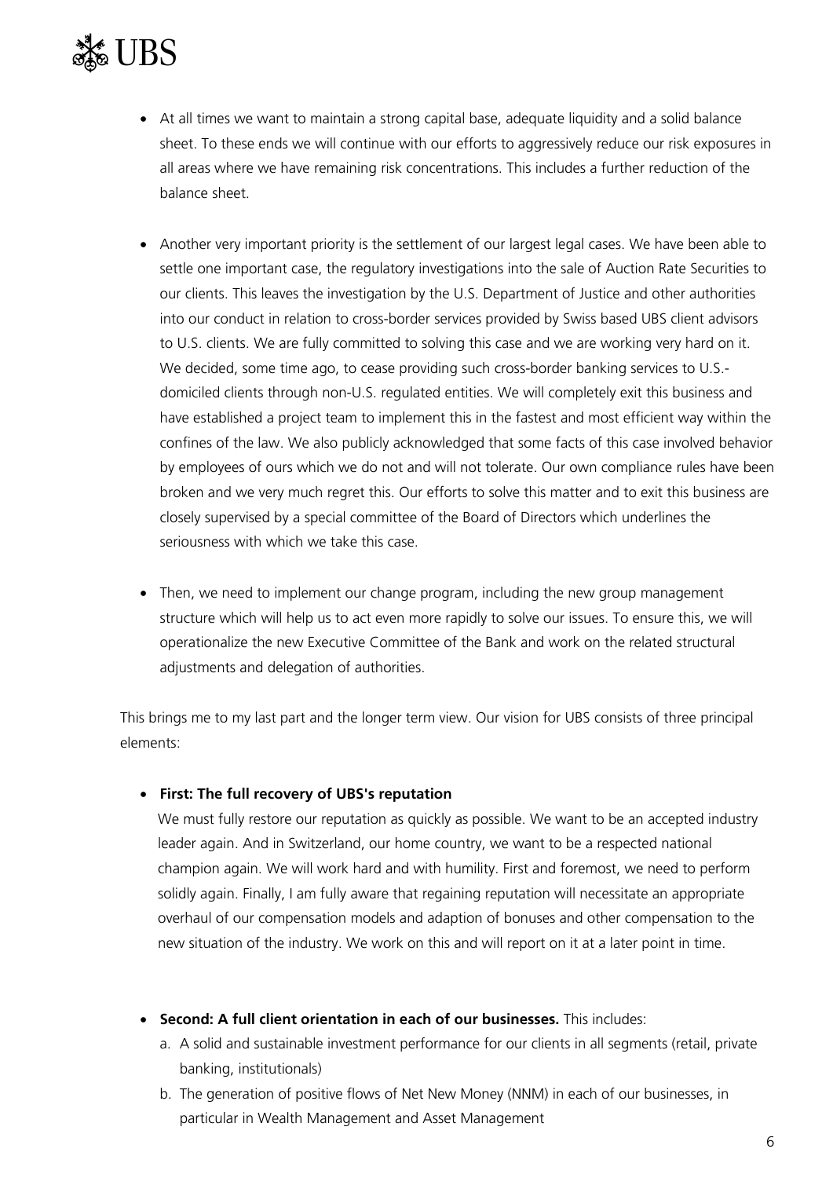- At all times we want to maintain a strong capital base, adequate liquidity and a solid balance sheet. To these ends we will continue with our efforts to aggressively reduce our risk exposures in all areas where we have remaining risk concentrations. This includes a further reduction of the balance sheet.

- Another very important priority is the settlement of our largest legal cases. We have been able to settle one important case, the regulatory investigations into the sale of Auction Rate Securities to our clients. This leaves the investigation by the U.S. Department of Justice and other authorities into our conduct in relation to cross-border services provided by Swiss based UBS client advisors to U.S. clients. We are fully committed to solving this case and we are working very hard on it. We decided, some time ago, to cease providing such cross-border banking services to U.S.-domiciled clients through non-U.S. regulated entities. We will completely exit this business and have established a project team to implement this in the fastest and most efficient way within the confines of the law. We also publicly acknowledged that some facts of this case involved behavior by employees of ours which we do not and will not tolerate. Our own compliance rules have been broken and we very much regret this. Our efforts to solve this matter and to exit this business are closely supervised by a special committee of the Board of Directors which underlines the seriousness with which we take this case.

- Then, we need to implement our change program, including the new group management structure which will help us to act even more rapidly to solve our issues. To ensure this, we will operationalize the new Executive Committee of the Bank and work on the related structural adjustments and delegation of authorities.

This brings me to my last part and the longer term view. Our vision for UBS consists of three principal elements:

- **First: The full recovery of UBS's reputation**
  We must fully restore our reputation as quickly as possible. We want to be an accepted industry leader again. And in Switzerland, our home country, we want to be a respected national champion again. We will work hard and with humility. First and foremost, we need to perform solidly again. Finally, I am fully aware that regaining reputation will necessitate an appropriate overhaul of our compensation models and adaption of bonuses and other compensation to the new situation of the industry. We work on this and will report on it at a later point in time.

- **Second: A full client orientation in each of our businesses.** This includes:
  a. A solid and sustainable investment performance for our clients in all segments (retail, private banking, institutionals)
  b. The generation of positive flows of Net New Money (NNM) in each of our businesses, in particular in Wealth Management and Asset Management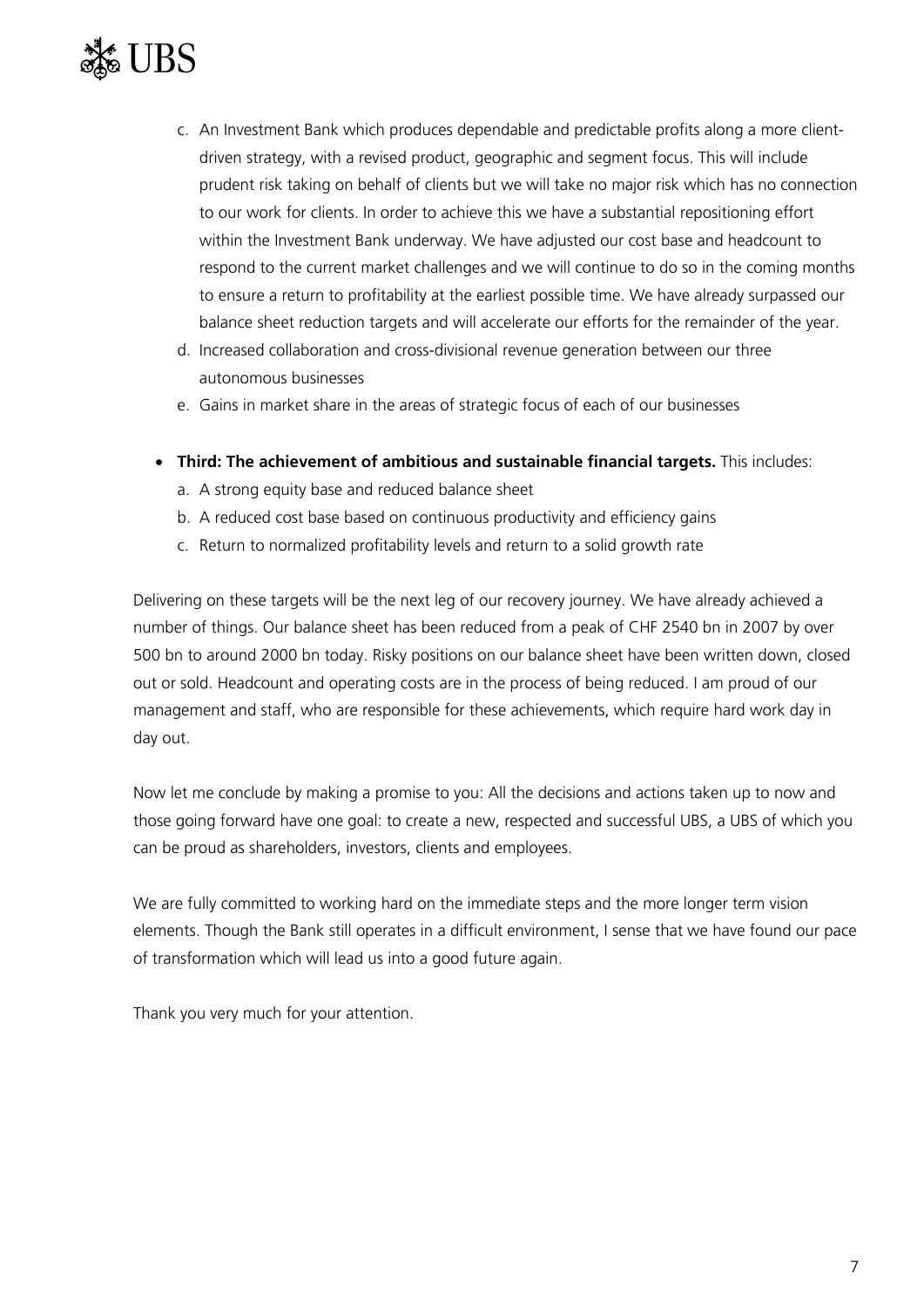c. An Investment Bank which produces dependable and predictable profits along a more client-driven strategy, with a revised product, geographic and segment focus. This will include prudent risk taking on behalf of clients but we will take no major risk which has no connection to our work for clients. In order to achieve this we have a substantial repositioning effort within the Investment Bank underway. We have adjusted our cost base and headcount to respond to the current market challenges and we will continue to do so in the coming months to ensure a return to profitability at the earliest possible time. We have already surpassed our balance sheet reduction targets and will accelerate our efforts for the remainder of the year.

d. Increased collaboration and cross-divisional revenue generation between our three autonomous businesses

e. Gains in market share in the areas of strategic focus of each of our businesses

- **Third: The achievement of ambitious and sustainable financial targets.** This includes:
  a. A strong equity base and reduced balance sheet
  b. A reduced cost base based on continuous productivity and efficiency gains
  c. Return to normalized profitability levels and return to a solid growth rate

Delivering on these targets will be the next leg of our recovery journey. We have already achieved a number of things. Our balance sheet has been reduced from a peak of CHF 2540 bn in 2007 by over 500 bn to around 2000 bn today. Risky positions on our balance sheet have been written down, closed out or sold. Headcount and operating costs are in the process of being reduced. I am proud of our management and staff, who are responsible for these achievements, which require hard work day in day out.

Now let me conclude by making a promise to you: All the decisions and actions taken up to now and those going forward have one goal: to create a new, respected and successful UBS, a UBS of which you can be proud as shareholders, investors, clients and employees.

We are fully committed to working hard on the immediate steps and the more longer term vision elements. Though the Bank still operates in a difficult environment, I sense that we have found our pace of transformation which will lead us into a good future again.

Thank you very much for your attention.